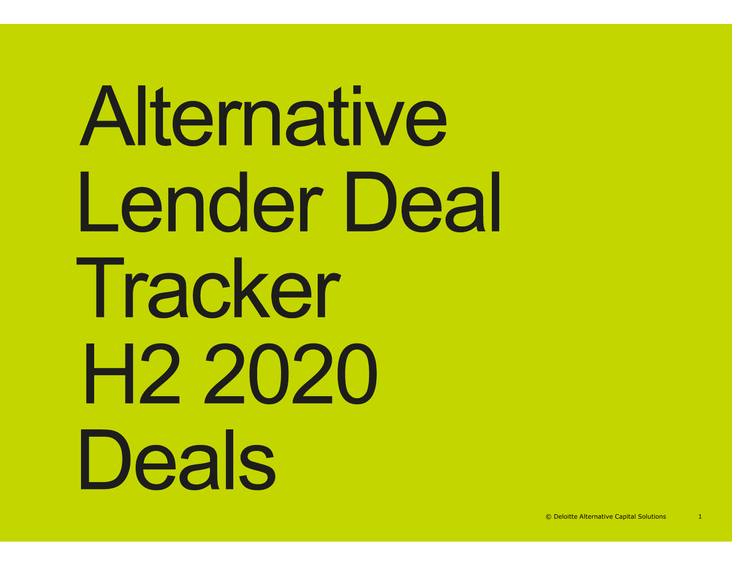# Alternative Lender Deal Tracker H2 2020 Deals

© Deloitte Alternative Capital Solutions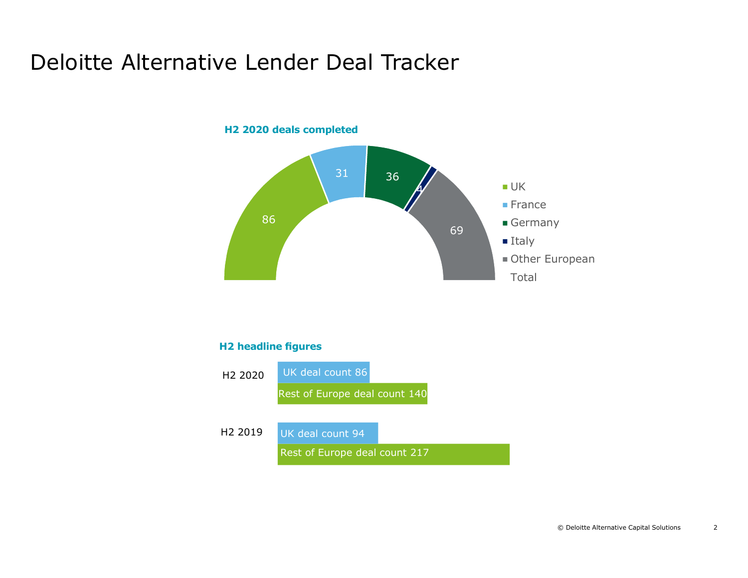# Deloitte Alternative Lender Deal Tracker

**H2 2020 deals completed**

| Region | Deals |
|---|---|
| UK | 86 |
| France | 31 |
| Germany | 36 |
| Italy | 4 |
| Other European | 69 |
| Total | |

**H2 headline figures**

| Period | UK deal count | Rest of Europe deal count |
|---|---|---|
| H2 2020 | 86 | 140 |
| H2 2019 | 94 | 217 |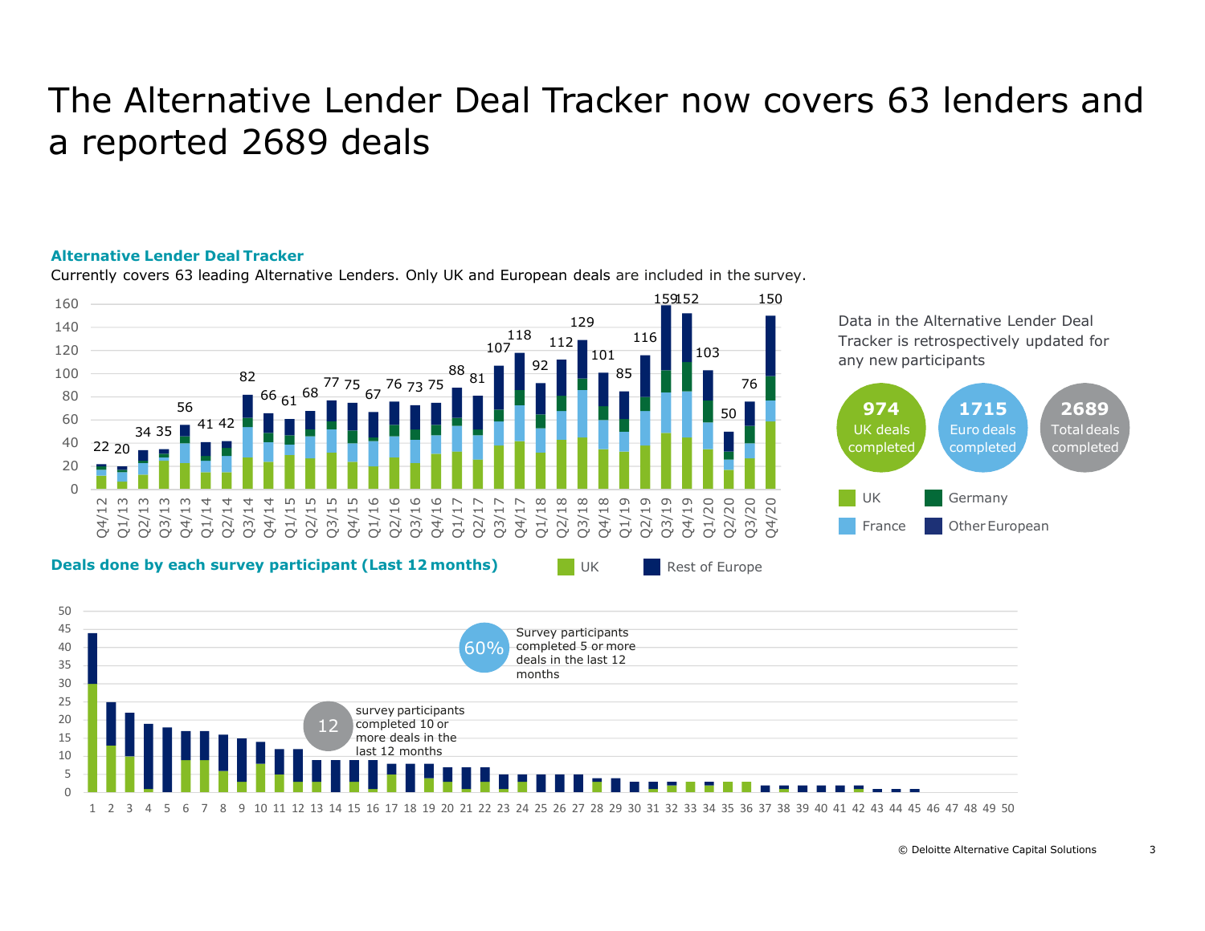# The Alternative Lender Deal Tracker now covers 63 lenders and a reported 2689 deals

**Alternative Lender Deal Tracker**

Currently covers 63 leading Alternative Lenders. Only UK and European deals are included in the survey.

| Quarter | Q4/12 | Q1/13 | Q2/13 | Q3/13 | Q4/13 | Q1/14 | Q2/14 | Q3/14 | Q4/14 | Q1/15 | Q2/15 | Q3/15 | Q4/15 | Q1/16 | Q2/16 | Q3/16 | Q4/16 | Q1/17 | Q2/17 | Q3/17 | Q4/17 | Q1/18 | Q2/18 | Q3/18 | Q4/18 | Q1/19 | Q2/19 | Q3/19 | Q4/19 | Q1/20 | Q2/20 | Q3/20 | Q4/20 |
|---|---|---|---|---|---|---|---|---|---|---|---|---|---|---|---|---|---|---|---|---|---|---|---|---|---|---|---|---|---|---|---|---|---|
| Deals | 22 | 20 | 34 | 35 | 56 | 41 | 42 | 82 | 66 | 61 | 68 | 77 | 75 | 67 | 76 | 73 | 75 | 88 | 81 | 107 | 118 | 92 | 112 | 129 | 101 | 85 | 116 | 159 | 152 | 103 | 50 | 76 | 150 |

Legend: UK, Germany, France, Other European

Data in the Alternative Lender Deal Tracker is retrospectively updated for any new participants

**974** UK deals completed

**1715** Euro deals completed

**2689** Total deals completed

**Deals done by each survey participant (Last 12 months)**

Legend: UK, Rest of Europe

60% Survey participants completed 5 or more deals in the last 12 months

12 survey participants completed 10 or more deals in the last 12 months

© Deloitte Alternative Capital Solutions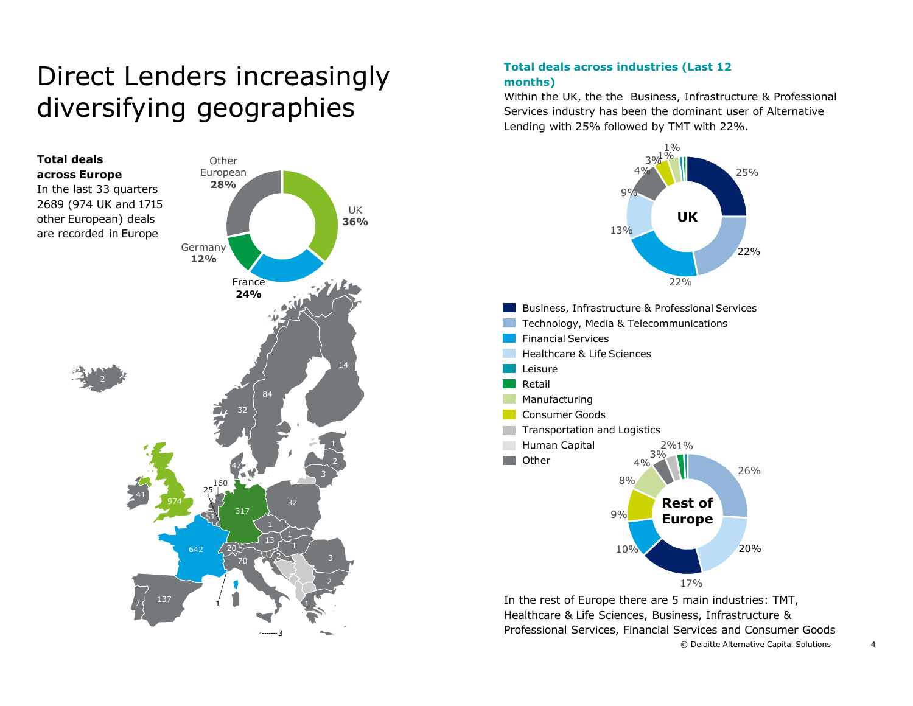# Direct Lenders increasingly diversifying geographies

**Total deals across Europe**
In the last 33 quarters 2689 (974 UK and 1715 other European) deals are recorded in Europe

| Region | Share |
| --- | --- |
| UK | 36% |
| France | 24% |
| Germany | 12% |
| Other European | 28% |

**Total deals across industries (Last 12 months)**

Within the UK, the the Business, Infrastructure & Professional Services industry has been the dominant user of Alternative Lending with 25% followed by TMT with 22%.

In the rest of Europe there are 5 main industries: TMT, Healthcare & Life Sciences, Business, Infrastructure & Professional Services, Financial Services and Consumer Goods

© Deloitte Alternative Capital Solutions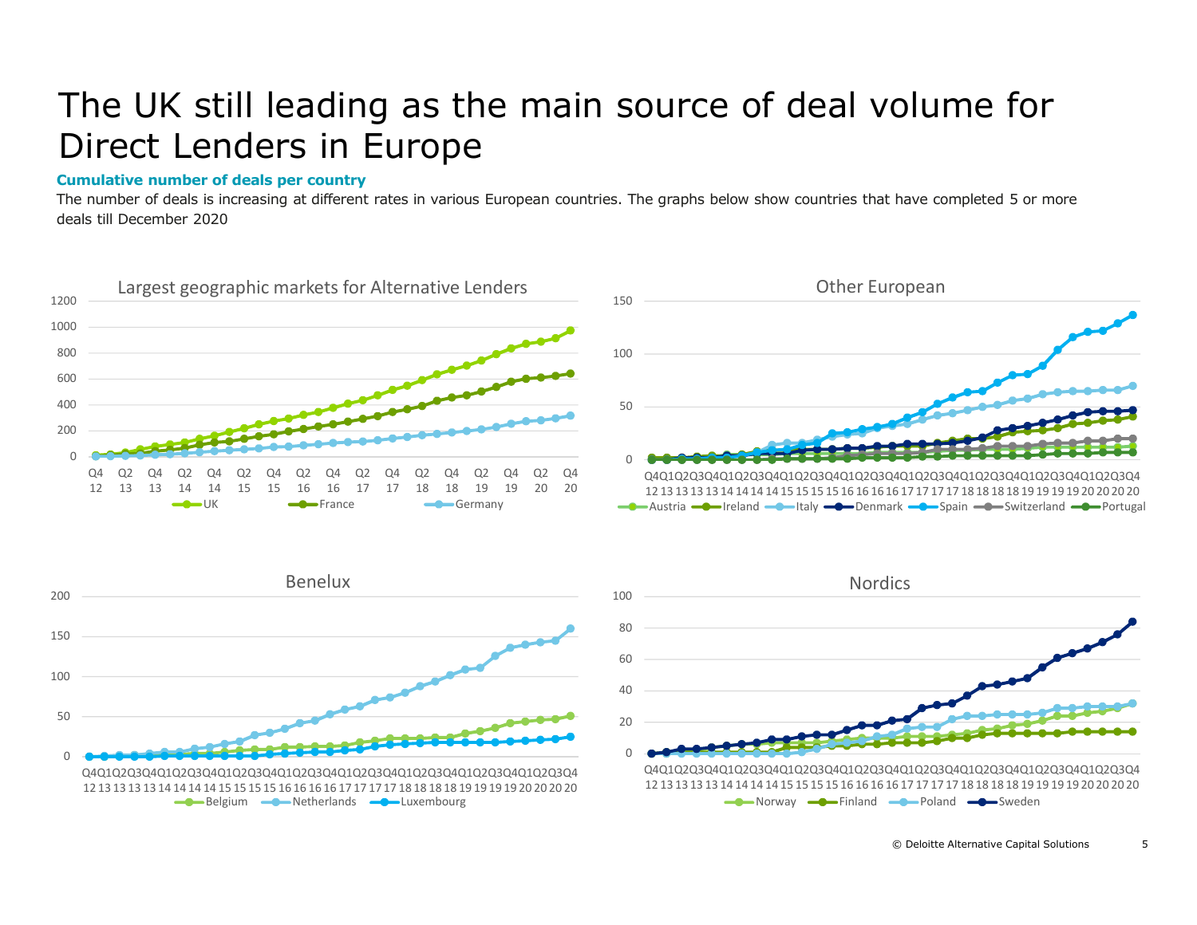# The UK still leading as the main source of deal volume for Direct Lenders in Europe

**Cumulative number of deals per country**

The number of deals is increasing at different rates in various European countries. The graphs below show countries that have completed 5 or more deals till December 2020

Largest geographic markets for Alternative Lenders

1200
1000
800
600
400
200
0

Q4 12, Q2 13, Q4 13, Q2 14, Q4 14, Q2 15, Q4 15, Q2 16, Q4 16, Q2 17, Q4 17, Q2 18, Q4 18, Q2 19, Q4 19, Q2 20, Q4 20

UK, France, Germany

Other European

150
100
50
0

Q4 12, Q1 13, Q2 13, Q3 13, Q4 13, Q1 14, Q2 14, Q3 14, Q4 14, Q1 15, Q2 15, Q3 15, Q4 15, Q1 16, Q2 16, Q3 16, Q4 16, Q1 17, Q2 17, Q3 17, Q4 17, Q1 18, Q2 18, Q3 18, Q4 18, Q1 19, Q2 19, Q3 19, Q4 19, Q1 20, Q2 20, Q3 20, Q4 20

Austria, Ireland, Italy, Denmark, Spain, Switzerland, Portugal

Benelux

200
150
100
50
0

Q4 12, Q1 13, Q2 13, Q3 13, Q4 13, Q1 14, Q2 14, Q3 14, Q4 14, Q1 15, Q2 15, Q3 15, Q4 15, Q1 16, Q2 16, Q3 16, Q4 16, Q1 17, Q2 17, Q3 17, Q4 17, Q1 18, Q2 18, Q3 18, Q4 18, Q1 19, Q2 19, Q3 19, Q4 19, Q1 20, Q2 20, Q3 20, Q4 20

Belgium, Netherlands, Luxembourg

Nordics

100
80
60
40
20
0

Q4 12, Q1 13, Q2 13, Q3 13, Q4 13, Q1 14, Q2 14, Q3 14, Q4 14, Q1 15, Q2 15, Q3 15, Q4 15, Q1 16, Q2 16, Q3 16, Q4 16, Q1 17, Q2 17, Q3 17, Q4 17, Q1 18, Q2 18, Q3 18, Q4 18, Q1 19, Q2 19, Q3 19, Q4 19, Q1 20, Q2 20, Q3 20, Q4 20

Norway, Finland, Poland, Sweden

© Deloitte Alternative Capital Solutions